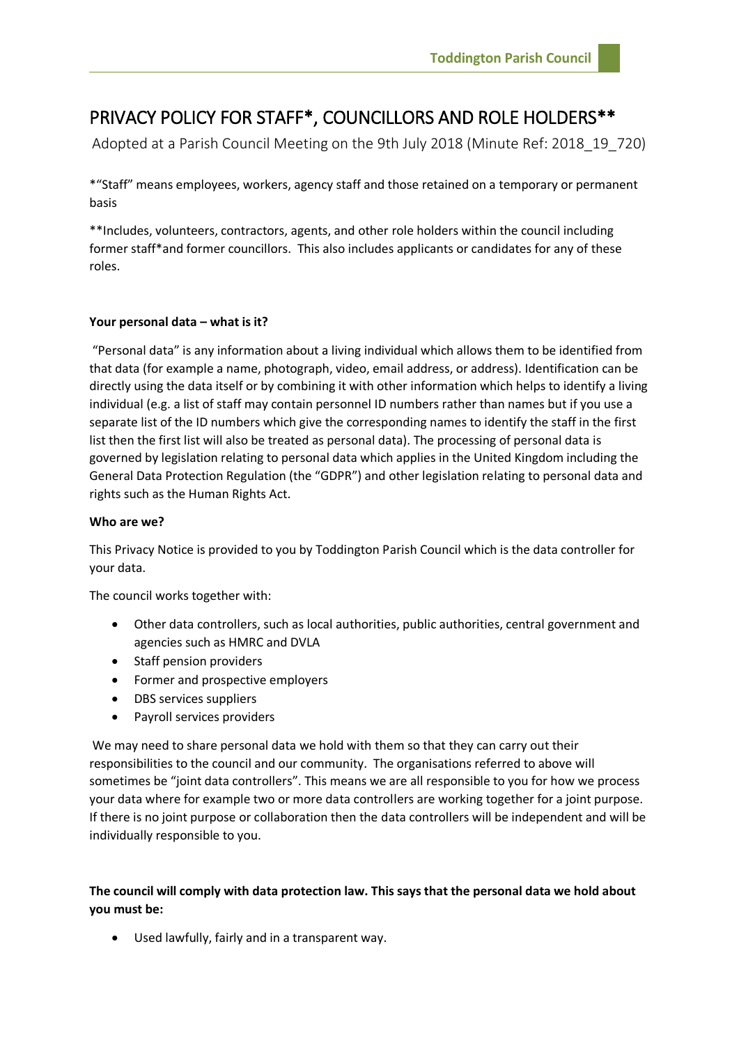# PRIVACY POLICY FOR STAFF*, COUNCILLORS AND ROLE HOLDERS**

Adopted at a Parish Council Meeting on the 9th July 2018 (Minute Ref: 2018_19_720)

*"Staff" means employees, workers, agency staff and those retained on a temporary or permanent basis

**Includes, volunteers, contractors, agents, and other role holders within the council including former staff*and former councillors. This also includes applicants or candidates for any of these roles.

**Your personal data – what is it?**

"Personal data" is any information about a living individual which allows them to be identified from that data (for example a name, photograph, video, email address, or address). Identification can be directly using the data itself or by combining it with other information which helps to identify a living individual (e.g. a list of staff may contain personnel ID numbers rather than names but if you use a separate list of the ID numbers which give the corresponding names to identify the staff in the first list then the first list will also be treated as personal data). The processing of personal data is governed by legislation relating to personal data which applies in the United Kingdom including the General Data Protection Regulation (the "GDPR") and other legislation relating to personal data and rights such as the Human Rights Act.

**Who are we?**

This Privacy Notice is provided to you by Toddington Parish Council which is the data controller for your data.

The council works together with:

- Other data controllers, such as local authorities, public authorities, central government and agencies such as HMRC and DVLA
- Staff pension providers
- Former and prospective employers
- DBS services suppliers
- Payroll services providers

We may need to share personal data we hold with them so that they can carry out their responsibilities to the council and our community. The organisations referred to above will sometimes be "joint data controllers". This means we are all responsible to you for how we process your data where for example two or more data controllers are working together for a joint purpose. If there is no joint purpose or collaboration then the data controllers will be independent and will be individually responsible to you.

**The council will comply with data protection law. This says that the personal data we hold about you must be:**

- Used lawfully, fairly and in a transparent way.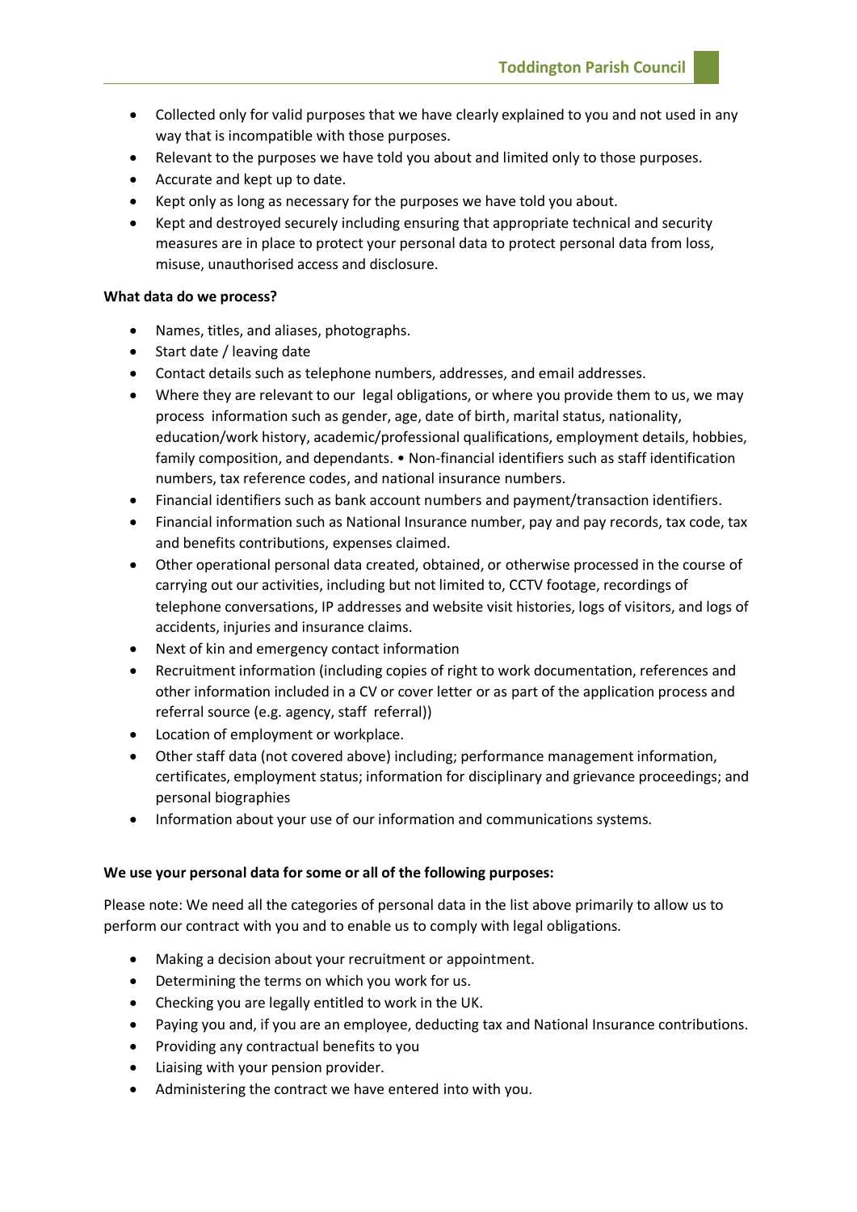- Collected only for valid purposes that we have clearly explained to you and not used in any way that is incompatible with those purposes.
- Relevant to the purposes we have told you about and limited only to those purposes.
- Accurate and kept up to date.
- Kept only as long as necessary for the purposes we have told you about.
- Kept and destroyed securely including ensuring that appropriate technical and security measures are in place to protect your personal data to protect personal data from loss, misuse, unauthorised access and disclosure.

**What data do we process?**

- Names, titles, and aliases, photographs.
- Start date / leaving date
- Contact details such as telephone numbers, addresses, and email addresses.
- Where they are relevant to our legal obligations, or where you provide them to us, we may process information such as gender, age, date of birth, marital status, nationality, education/work history, academic/professional qualifications, employment details, hobbies, family composition, and dependants. • Non-financial identifiers such as staff identification numbers, tax reference codes, and national insurance numbers.
- Financial identifiers such as bank account numbers and payment/transaction identifiers.
- Financial information such as National Insurance number, pay and pay records, tax code, tax and benefits contributions, expenses claimed.
- Other operational personal data created, obtained, or otherwise processed in the course of carrying out our activities, including but not limited to, CCTV footage, recordings of telephone conversations, IP addresses and website visit histories, logs of visitors, and logs of accidents, injuries and insurance claims.
- Next of kin and emergency contact information
- Recruitment information (including copies of right to work documentation, references and other information included in a CV or cover letter or as part of the application process and referral source (e.g. agency, staff referral))
- Location of employment or workplace.
- Other staff data (not covered above) including; performance management information, certificates, employment status; information for disciplinary and grievance proceedings; and personal biographies
- Information about your use of our information and communications systems.

**We use your personal data for some or all of the following purposes:**

Please note: We need all the categories of personal data in the list above primarily to allow us to perform our contract with you and to enable us to comply with legal obligations.

- Making a decision about your recruitment or appointment.
- Determining the terms on which you work for us.
- Checking you are legally entitled to work in the UK.
- Paying you and, if you are an employee, deducting tax and National Insurance contributions.
- Providing any contractual benefits to you
- Liaising with your pension provider.
- Administering the contract we have entered into with you.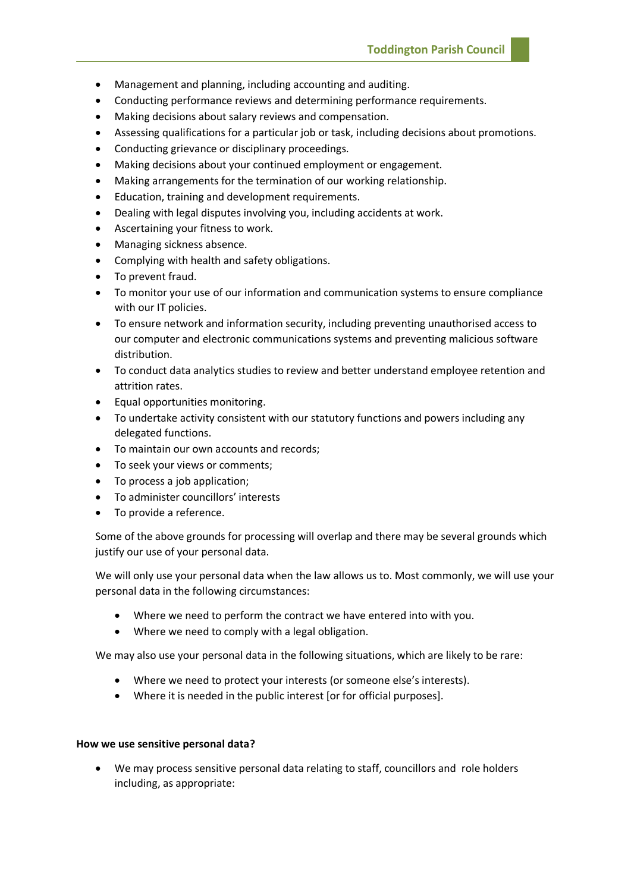- Management and planning, including accounting and auditing.
- Conducting performance reviews and determining performance requirements.
- Making decisions about salary reviews and compensation.
- Assessing qualifications for a particular job or task, including decisions about promotions.
- Conducting grievance or disciplinary proceedings.
- Making decisions about your continued employment or engagement.
- Making arrangements for the termination of our working relationship.
- Education, training and development requirements.
- Dealing with legal disputes involving you, including accidents at work.
- Ascertaining your fitness to work.
- Managing sickness absence.
- Complying with health and safety obligations.
- To prevent fraud.
- To monitor your use of our information and communication systems to ensure compliance with our IT policies.
- To ensure network and information security, including preventing unauthorised access to our computer and electronic communications systems and preventing malicious software distribution.
- To conduct data analytics studies to review and better understand employee retention and attrition rates.
- Equal opportunities monitoring.
- To undertake activity consistent with our statutory functions and powers including any delegated functions.
- To maintain our own accounts and records;
- To seek your views or comments;
- To process a job application;
- To administer councillors' interests
- To provide a reference.

Some of the above grounds for processing will overlap and there may be several grounds which justify our use of your personal data.

We will only use your personal data when the law allows us to. Most commonly, we will use your personal data in the following circumstances:

- Where we need to perform the contract we have entered into with you.
- Where we need to comply with a legal obligation.

We may also use your personal data in the following situations, which are likely to be rare:

- Where we need to protect your interests (or someone else's interests).
- Where it is needed in the public interest [or for official purposes].

**How we use sensitive personal data?**

- We may process sensitive personal data relating to staff, councillors and role holders including, as appropriate: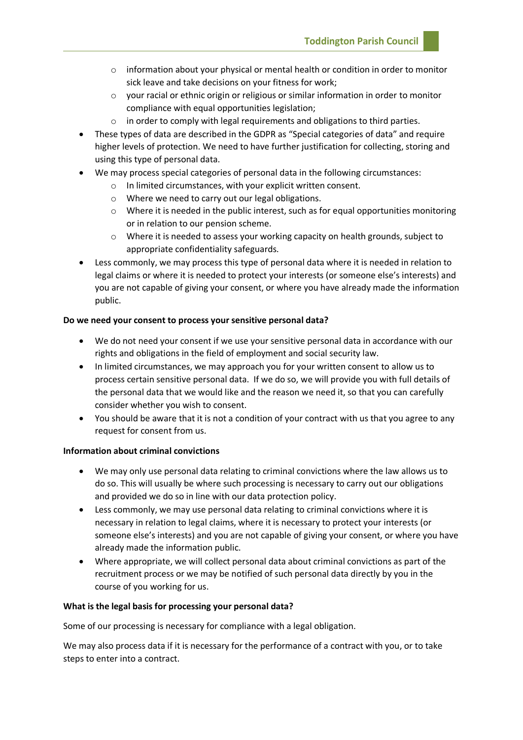- information about your physical or mental health or condition in order to monitor sick leave and take decisions on your fitness for work;
  - your racial or ethnic origin or religious or similar information in order to monitor compliance with equal opportunities legislation;
  - in order to comply with legal requirements and obligations to third parties.
- These types of data are described in the GDPR as “Special categories of data” and require higher levels of protection. We need to have further justification for collecting, storing and using this type of personal data.
- We may process special categories of personal data in the following circumstances:
  - In limited circumstances, with your explicit written consent.
  - Where we need to carry out our legal obligations.
  - Where it is needed in the public interest, such as for equal opportunities monitoring or in relation to our pension scheme.
  - Where it is needed to assess your working capacity on health grounds, subject to appropriate confidentiality safeguards.
- Less commonly, we may process this type of personal data where it is needed in relation to legal claims or where it is needed to protect your interests (or someone else’s interests) and you are not capable of giving your consent, or where you have already made the information public.

**Do we need your consent to process your sensitive personal data?**

- We do not need your consent if we use your sensitive personal data in accordance with our rights and obligations in the field of employment and social security law.
- In limited circumstances, we may approach you for your written consent to allow us to process certain sensitive personal data. If we do so, we will provide you with full details of the personal data that we would like and the reason we need it, so that you can carefully consider whether you wish to consent.
- You should be aware that it is not a condition of your contract with us that you agree to any request for consent from us.

**Information about criminal convictions**

- We may only use personal data relating to criminal convictions where the law allows us to do so. This will usually be where such processing is necessary to carry out our obligations and provided we do so in line with our data protection policy.
- Less commonly, we may use personal data relating to criminal convictions where it is necessary in relation to legal claims, where it is necessary to protect your interests (or someone else’s interests) and you are not capable of giving your consent, or where you have already made the information public.
- Where appropriate, we will collect personal data about criminal convictions as part of the recruitment process or we may be notified of such personal data directly by you in the course of you working for us.

**What is the legal basis for processing your personal data?**

Some of our processing is necessary for compliance with a legal obligation.

We may also process data if it is necessary for the performance of a contract with you, or to take steps to enter into a contract.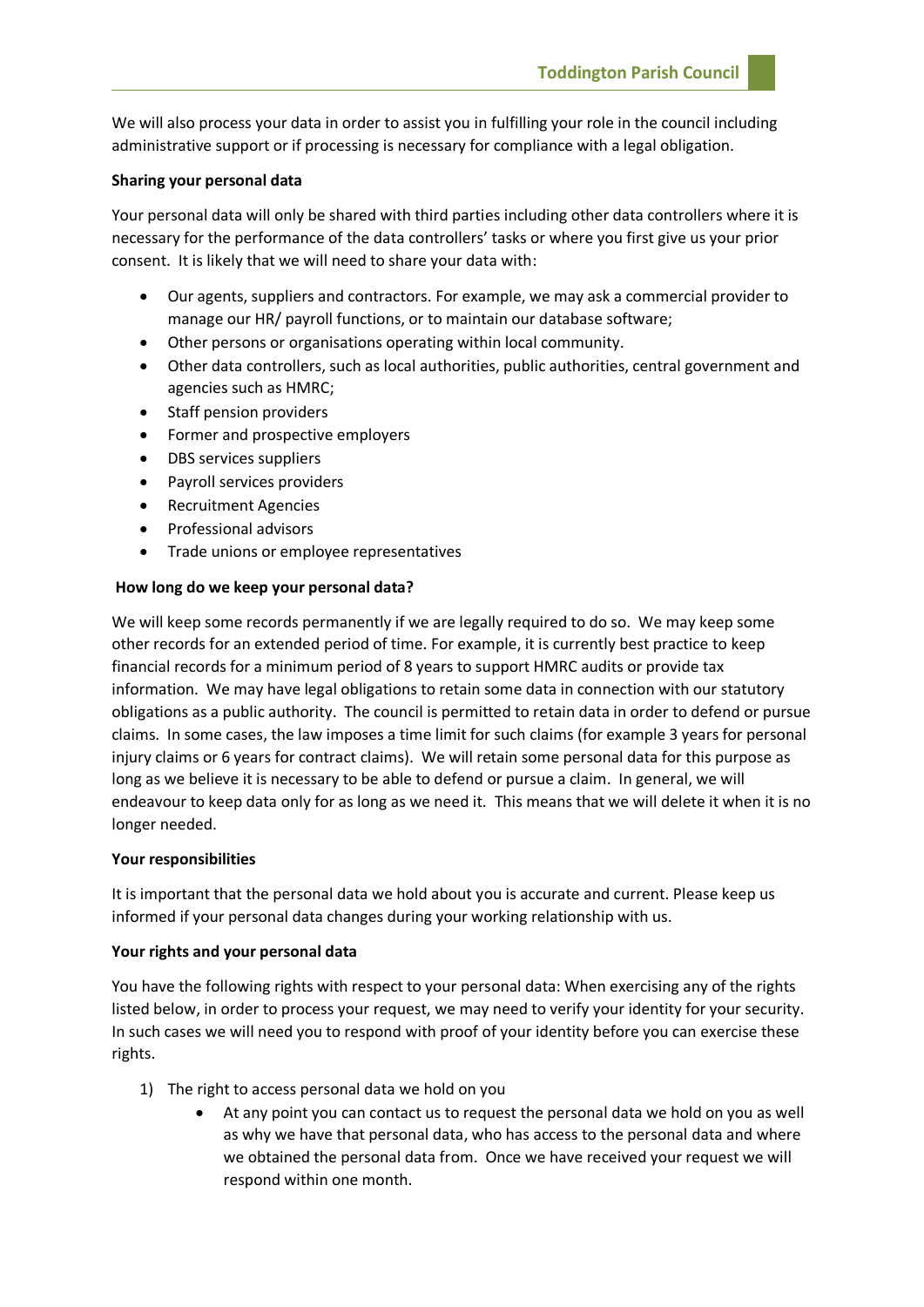We will also process your data in order to assist you in fulfilling your role in the council including administrative support or if processing is necessary for compliance with a legal obligation.

**Sharing your personal data**

Your personal data will only be shared with third parties including other data controllers where it is necessary for the performance of the data controllers' tasks or where you first give us your prior consent. It is likely that we will need to share your data with:

- Our agents, suppliers and contractors. For example, we may ask a commercial provider to manage our HR/ payroll functions, or to maintain our database software;
- Other persons or organisations operating within local community.
- Other data controllers, such as local authorities, public authorities, central government and agencies such as HMRC;
- Staff pension providers
- Former and prospective employers
- DBS services suppliers
- Payroll services providers
- Recruitment Agencies
- Professional advisors
- Trade unions or employee representatives

**How long do we keep your personal data?**

We will keep some records permanently if we are legally required to do so. We may keep some other records for an extended period of time. For example, it is currently best practice to keep financial records for a minimum period of 8 years to support HMRC audits or provide tax information. We may have legal obligations to retain some data in connection with our statutory obligations as a public authority. The council is permitted to retain data in order to defend or pursue claims. In some cases, the law imposes a time limit for such claims (for example 3 years for personal injury claims or 6 years for contract claims). We will retain some personal data for this purpose as long as we believe it is necessary to be able to defend or pursue a claim. In general, we will endeavour to keep data only for as long as we need it. This means that we will delete it when it is no longer needed.

**Your responsibilities**

It is important that the personal data we hold about you is accurate and current. Please keep us informed if your personal data changes during your working relationship with us.

**Your rights and your personal data**

You have the following rights with respect to your personal data: When exercising any of the rights listed below, in order to process your request, we may need to verify your identity for your security. In such cases we will need you to respond with proof of your identity before you can exercise these rights.

1) The right to access personal data we hold on you
   - At any point you can contact us to request the personal data we hold on you as well as why we have that personal data, who has access to the personal data and where we obtained the personal data from. Once we have received your request we will respond within one month.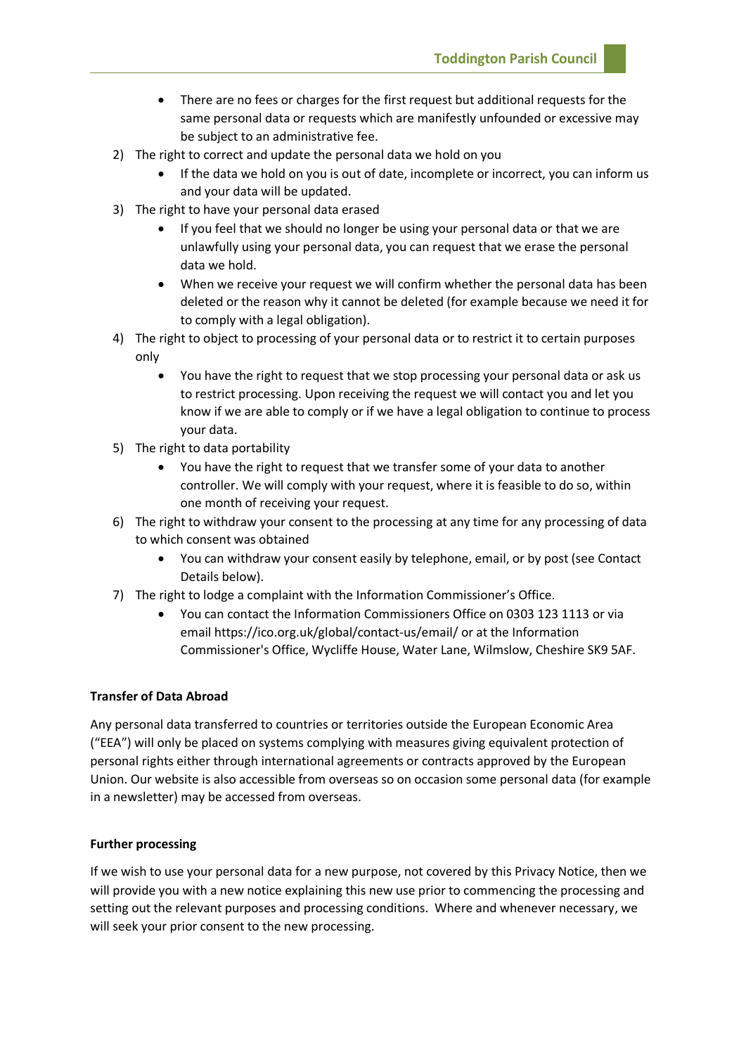- There are no fees or charges for the first request but additional requests for the same personal data or requests which are manifestly unfounded or excessive may be subject to an administrative fee.

2) The right to correct and update the personal data we hold on you
    - If the data we hold on you is out of date, incomplete or incorrect, you can inform us and your data will be updated.
3) The right to have your personal data erased
    - If you feel that we should no longer be using your personal data or that we are unlawfully using your personal data, you can request that we erase the personal data we hold.
    - When we receive your request we will confirm whether the personal data has been deleted or the reason why it cannot be deleted (for example because we need it for to comply with a legal obligation).
4) The right to object to processing of your personal data or to restrict it to certain purposes only
    - You have the right to request that we stop processing your personal data or ask us to restrict processing. Upon receiving the request we will contact you and let you know if we are able to comply or if we have a legal obligation to continue to process your data.
5) The right to data portability
    - You have the right to request that we transfer some of your data to another controller. We will comply with your request, where it is feasible to do so, within one month of receiving your request.
6) The right to withdraw your consent to the processing at any time for any processing of data to which consent was obtained
    - You can withdraw your consent easily by telephone, email, or by post (see Contact Details below).
7) The right to lodge a complaint with the Information Commissioner's Office.
    - You can contact the Information Commissioners Office on 0303 123 1113 or via email https://ico.org.uk/global/contact-us/email/ or at the Information Commissioner's Office, Wycliffe House, Water Lane, Wilmslow, Cheshire SK9 5AF.

**Transfer of Data Abroad**

Any personal data transferred to countries or territories outside the European Economic Area ("EEA") will only be placed on systems complying with measures giving equivalent protection of personal rights either through international agreements or contracts approved by the European Union. Our website is also accessible from overseas so on occasion some personal data (for example in a newsletter) may be accessed from overseas.

**Further processing**

If we wish to use your personal data for a new purpose, not covered by this Privacy Notice, then we will provide you with a new notice explaining this new use prior to commencing the processing and setting out the relevant purposes and processing conditions. Where and whenever necessary, we will seek your prior consent to the new processing.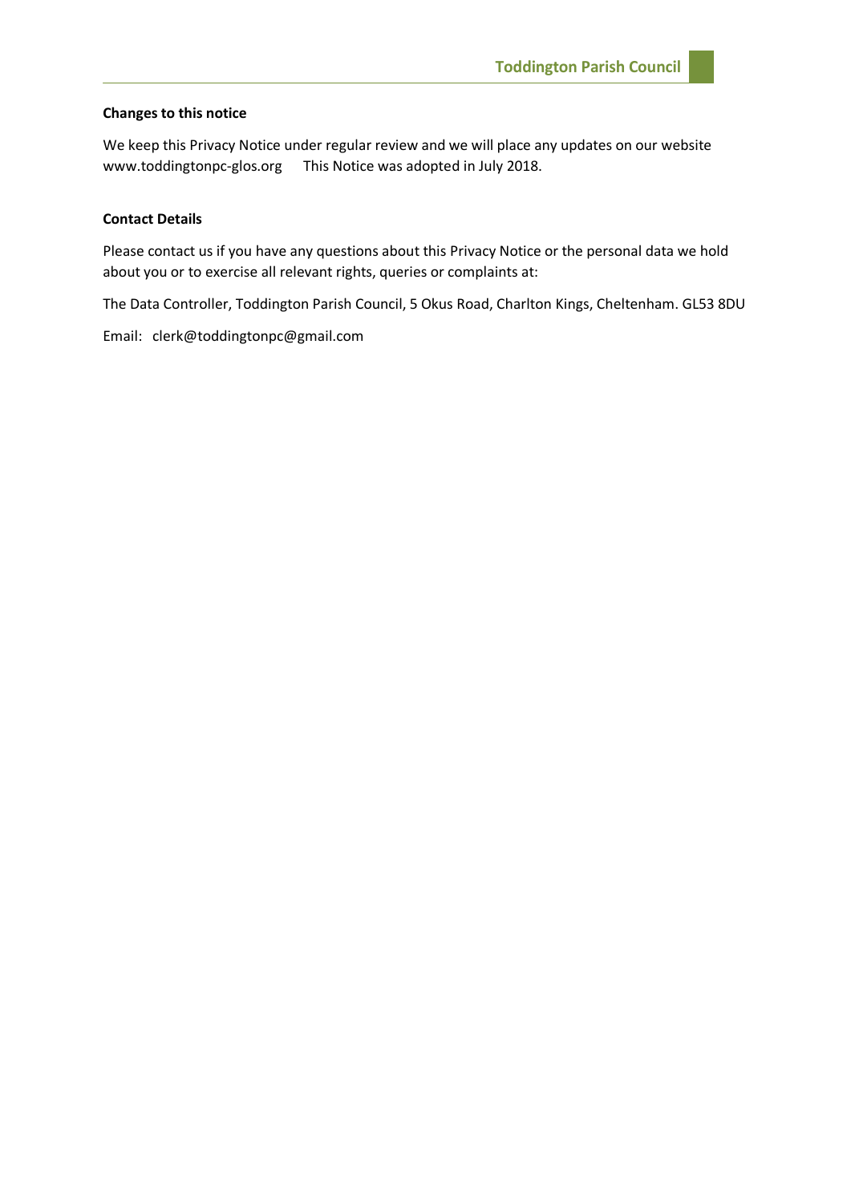**Changes to this notice**

We keep this Privacy Notice under regular review and we will place any updates on our website www.toddingtonpc-glos.org This Notice was adopted in July 2018.

**Contact Details**

Please contact us if you have any questions about this Privacy Notice or the personal data we hold about you or to exercise all relevant rights, queries or complaints at:

The Data Controller, Toddington Parish Council, 5 Okus Road, Charlton Kings, Cheltenham. GL53 8DU

Email: clerk@toddingtonpc@gmail.com